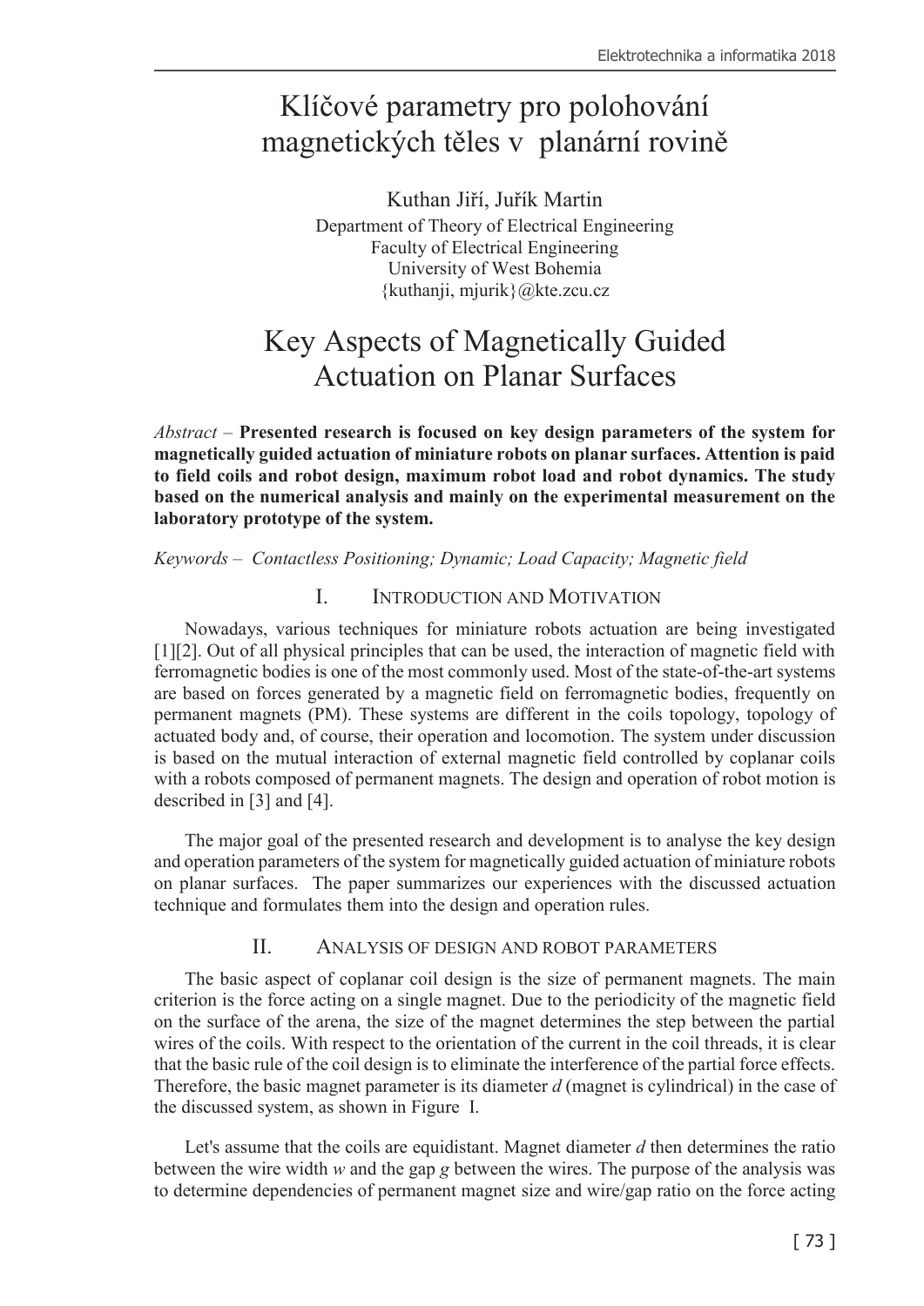# Klíčové parametry pro polohování magnetických těles v planární rovině

Kuthan Jiří, Juřík Martin
Department of Theory of Electrical Engineering
Faculty of Electrical Engineering
University of West Bohemia
{kuthanji, mjurik}@kte.zcu.cz

# Key Aspects of Magnetically Guided Actuation on Planar Surfaces

*Abstract* – **Presented research is focused on key design parameters of the system for magnetically guided actuation of miniature robots on planar surfaces. Attention is paid to field coils and robot design, maximum robot load and robot dynamics. The study based on the numerical analysis and mainly on the experimental measurement on the laboratory prototype of the system.**

*Keywords – Contactless Positioning; Dynamic; Load Capacity; Magnetic field*

## I. Introduction and Motivation

Nowadays, various techniques for miniature robots actuation are being investigated [1][2]. Out of all physical principles that can be used, the interaction of magnetic field with ferromagnetic bodies is one of the most commonly used. Most of the state-of-the-art systems are based on forces generated by a magnetic field on ferromagnetic bodies, frequently on permanent magnets (PM). These systems are different in the coils topology, topology of actuated body and, of course, their operation and locomotion. The system under discussion is based on the mutual interaction of external magnetic field controlled by coplanar coils with a robots composed of permanent magnets. The design and operation of robot motion is described in [3] and [4].

The major goal of the presented research and development is to analyse the key design and operation parameters of the system for magnetically guided actuation of miniature robots on planar surfaces. The paper summarizes our experiences with the discussed actuation technique and formulates them into the design and operation rules.

## II. Analysis of design and robot parameters

The basic aspect of coplanar coil design is the size of permanent magnets. The main criterion is the force acting on a single magnet. Due to the periodicity of the magnetic field on the surface of the arena, the size of the magnet determines the step between the partial wires of the coils. With respect to the orientation of the current in the coil threads, it is clear that the basic rule of the coil design is to eliminate the interference of the partial force effects. Therefore, the basic magnet parameter is its diameter $d$ (magnet is cylindrical) in the case of the discussed system, as shown in Figure I.

Let's assume that the coils are equidistant. Magnet diameter $d$ then determines the ratio between the wire width $w$ and the gap $g$ between the wires. The purpose of the analysis was to determine dependencies of permanent magnet size and wire/gap ratio on the force acting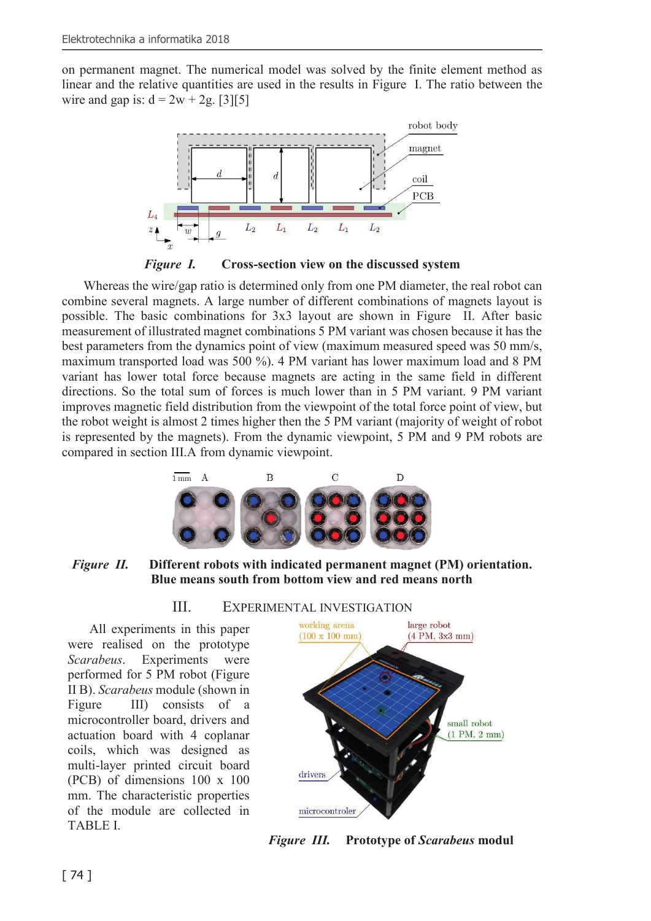on permanent magnet. The numerical model was solved by the finite element method as linear and the relative quantities are used in the results in Figure I. The ratio between the wire and gap is: $d = 2w + 2g$. [3][5]

robot body
magnet
coil
PCB
$d$
$d$
$L_4$
$z$
$x$
$w$
$g$
$L_2$ $L_1$ $L_2$ $L_1$ $L_2$

***Figure I.*** **Cross-section view on the discussed system**

Whereas the wire/gap ratio is determined only from one PM diameter, the real robot can combine several magnets. A large number of different combinations of magnets layout is possible. The basic combinations for 3x3 layout are shown in Figure II. After basic measurement of illustrated magnet combinations 5 PM variant was chosen because it has the best parameters from the dynamics point of view (maximum measured speed was 50 mm/s, maximum transported load was 500 %). 4 PM variant has lower maximum load and 8 PM variant has lower total force because magnets are acting in the same field in different directions. So the total sum of forces is much lower than in 5 PM variant. 9 PM variant improves magnetic field distribution from the viewpoint of the total force point of view, but the robot weight is almost 2 times higher then the 5 PM variant (majority of weight of robot is represented by the magnets). From the dynamic viewpoint, 5 PM and 9 PM robots are compared in section III.A from dynamic viewpoint.

1 mm A B C D

***Figure II.*** **Different robots with indicated permanent magnet (PM) orientation. Blue means south from bottom view and red means north**

## III. EXPERIMENTAL INVESTIGATION

All experiments in this paper were realised on the prototype *Scarabeus*. Experiments were performed for 5 PM robot (Figure II B). *Scarabeus* module (shown in Figure III) consists of a microcontroller board, drivers and actuation board with 4 coplanar coils, which was designed as multi-layer printed circuit board (PCB) of dimensions 100 x 100 mm. The characteristic properties of the module are collected in TABLE I.

working arena (100 x 100 mm)
large robot (4 PM, 3x3 mm)
small robot (1 PM, 2 mm)
drivers
microcontroler

***Figure III.*** **Prototype of *Scarabeus* modul**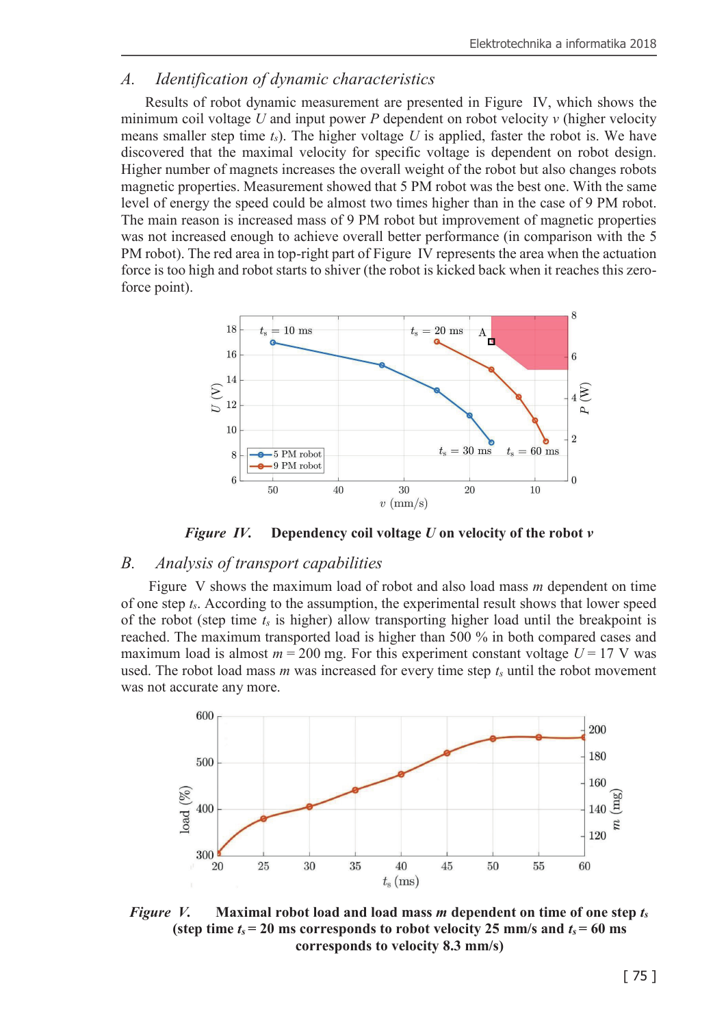## A. *Identification of dynamic characteristics*

Results of robot dynamic measurement are presented in Figure IV, which shows the minimum coil voltage $U$ and input power $P$ dependent on robot velocity $v$ (higher velocity means smaller step time $t_s$). The higher voltage $U$ is applied, faster the robot is. We have discovered that the maximal velocity for specific voltage is dependent on robot design. Higher number of magnets increases the overall weight of the robot but also changes robots magnetic properties. Measurement showed that 5 PM robot was the best one. With the same level of energy the speed could be almost two times higher than in the case of 9 PM robot. The main reason is increased mass of 9 PM robot but improvement of magnetic properties was not increased enough to achieve overall better performance (in comparison with the 5 PM robot). The red area in top-right part of Figure IV represents the area when the actuation force is too high and robot starts to shiver (the robot is kicked back when it reaches this zero-force point).

$t_s = 10$ ms
$t_s = 20$ ms
A
$t_s = 30$ ms
$t_s = 60$ ms
5 PM robot
9 PM robot
$U$ (V)
$P$ (W)
$v$ (mm/s)
18
16
14
12
10
8
6
8
6
4
2
0
50
40
30
20
10

***Figure IV.*** **Dependency coil voltage $U$ on velocity of the robot $v$**

## B. *Analysis of transport capabilities*

Figure V shows the maximum load of robot and also load mass $m$ dependent on time of one step $t_s$. According to the assumption, the experimental result shows that lower speed of the robot (step time $t_s$ is higher) allow transporting higher load until the breakpoint is reached. The maximum transported load is higher than 500 % in both compared cases and maximum load is almost $m = 200$ mg. For this experiment constant voltage $U = 17$ V was used. The robot load mass $m$ was increased for every time step $t_s$ until the robot movement was not accurate any more.

load (%)
$m$ (mg)
$t_s$ (ms)
600
500
400
300
200
180
160
140
120
20
25
30
35
40
45
50
55
60

***Figure V.*** **Maximal robot load and load mass $m$ dependent on time of one step $t_s$ (step time $t_s = 20$ ms corresponds to robot velocity 25 mm/s and $t_s = 60$ ms corresponds to velocity 8.3 mm/s)**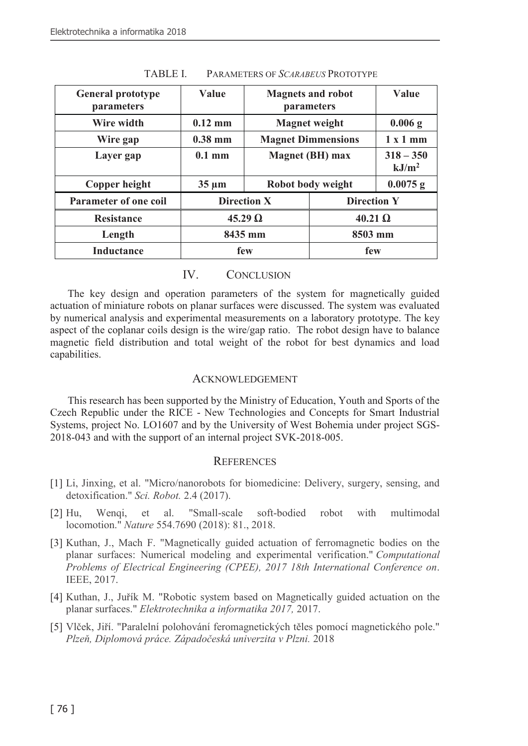TABLE I. PARAMETERS OF *SCARABEUS* PROTOTYPE

| General prototype parameters | Value | Magnets and robot parameters | | Value |
|---|---|---|---|---|
| Wire width | 0.12 mm | Magnet weight | | 0.006 g |
| Wire gap | 0.38 mm | Magnet Dimmensions | | 1 x 1 mm |
| Layer gap | 0.1 mm | Magnet (BH) max | | 318 – 350 $kJ/m^2$ |
| Copper height | 35 µm | Robot body weight | | 0.0075 g |
| **Parameter of one coil** | **Direction X** | | **Direction Y** | |
| Resistance | 45.29 Ω | | 40.21 Ω | |
| Length | 8435 mm | | 8503 mm | |
| Inductance | few | | few | |

## IV. CONCLUSION

The key design and operation parameters of the system for magnetically guided actuation of miniature robots on planar surfaces were discussed. The system was evaluated by numerical analysis and experimental measurements on a laboratory prototype. The key aspect of the coplanar coils design is the wire/gap ratio. The robot design have to balance magnetic field distribution and total weight of the robot for best dynamics and load capabilities.

## ACKNOWLEDGEMENT

This research has been supported by the Ministry of Education, Youth and Sports of the Czech Republic under the RICE - New Technologies and Concepts for Smart Industrial Systems, project No. LO1607 and by the University of West Bohemia under project SGS-2018-043 and with the support of an internal project SVK-2018-005.

## REFERENCES

[1] Li, Jinxing, et al. "Micro/nanorobots for biomedicine: Delivery, surgery, sensing, and detoxification." *Sci. Robot.* 2.4 (2017).

[2] Hu, Wenqi, et al. "Small-scale soft-bodied robot with multimodal locomotion." *Nature* 554.7690 (2018): 81., 2018.

[3] Kuthan, J., Mach F. "Magnetically guided actuation of ferromagnetic bodies on the planar surfaces: Numerical modeling and experimental verification." *Computational Problems of Electrical Engineering (CPEE), 2017 18th International Conference on*. IEEE, 2017.

[4] Kuthan, J., Juřík M. "Robotic system based on Magnetically guided actuation on the planar surfaces." *Elektrotechnika a informatika 2017,* 2017.

[5] Vlček, Jiří. "Paralelní polohování feromagnetických těles pomocí magnetického pole." *Plzeň, Diplomová práce. Západočeská univerzita v Plzni.* 2018